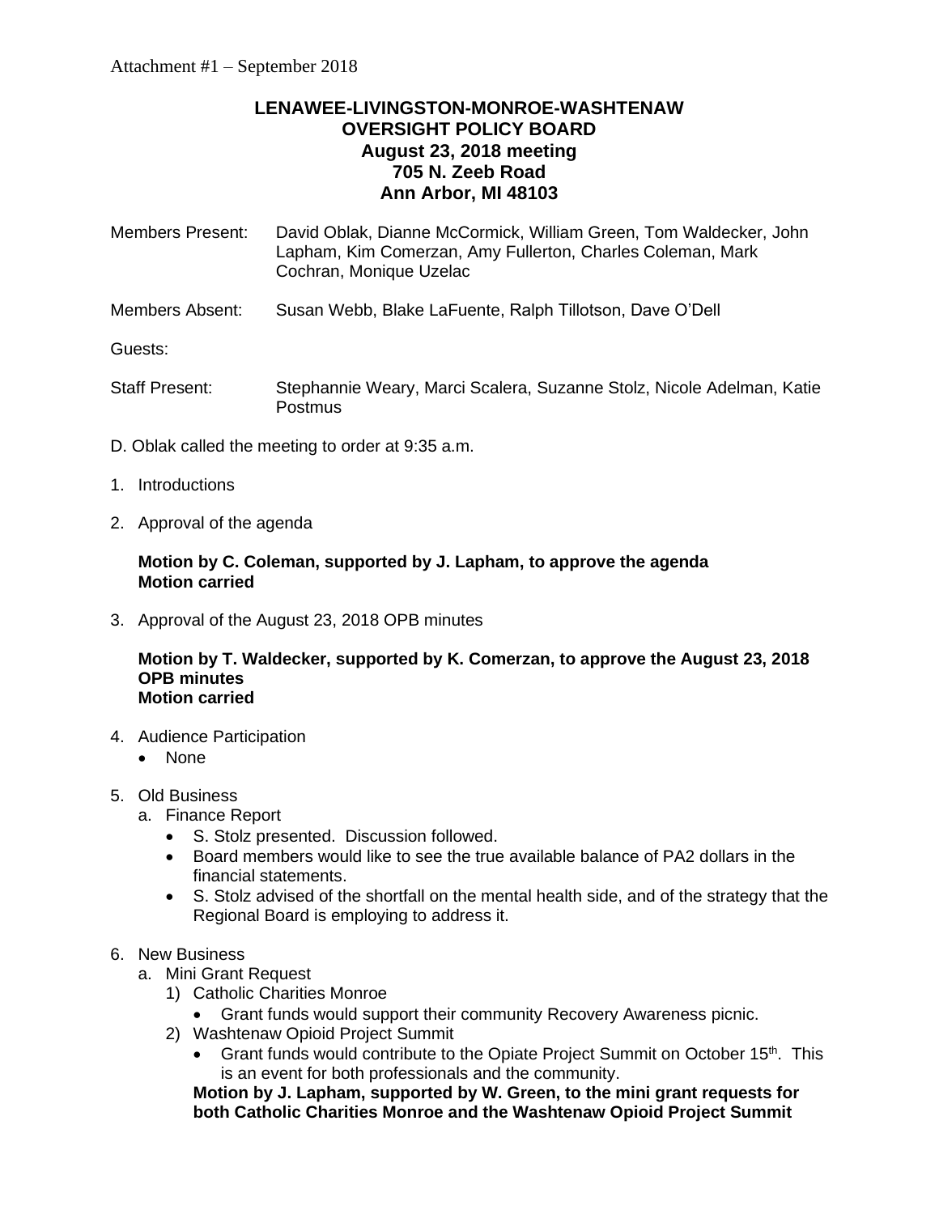Attachment #1 – September 2018

**LENAWEE-LIVINGSTON-MONROE-WASHTENAW**
**OVERSIGHT POLICY BOARD**
**August 23, 2018 meeting**
**705 N. Zeeb Road**
**Ann Arbor, MI 48103**

Members Present: David Oblak, Dianne McCormick, William Green, Tom Waldecker, John Lapham, Kim Comerzan, Amy Fullerton, Charles Coleman, Mark Cochran, Monique Uzelac

Members Absent: Susan Webb, Blake LaFuente, Ralph Tillotson, Dave O'Dell

Guests:

Staff Present: Stephannie Weary, Marci Scalera, Suzanne Stolz, Nicole Adelman, Katie Postmus

D. Oblak called the meeting to order at 9:35 a.m.

1. Introductions

2. Approval of the agenda

   **Motion by C. Coleman, supported by J. Lapham, to approve the agenda**
   **Motion carried**

3. Approval of the August 23, 2018 OPB minutes

   **Motion by T. Waldecker, supported by K. Comerzan, to approve the August 23, 2018 OPB minutes**
   **Motion carried**

4. Audience Participation
   - None

5. Old Business
   a. Finance Report
      - S. Stolz presented. Discussion followed.
      - Board members would like to see the true available balance of PA2 dollars in the financial statements.
      - S. Stolz advised of the shortfall on the mental health side, and of the strategy that the Regional Board is employing to address it.

6. New Business
   a. Mini Grant Request
      1) Catholic Charities Monroe
         - Grant funds would support their community Recovery Awareness picnic.
      2) Washtenaw Opioid Project Summit
         - Grant funds would contribute to the Opiate Project Summit on October 15th. This is an event for both professionals and the community.

      **Motion by J. Lapham, supported by W. Green, to the mini grant requests for both Catholic Charities Monroe and the Washtenaw Opioid Project Summit**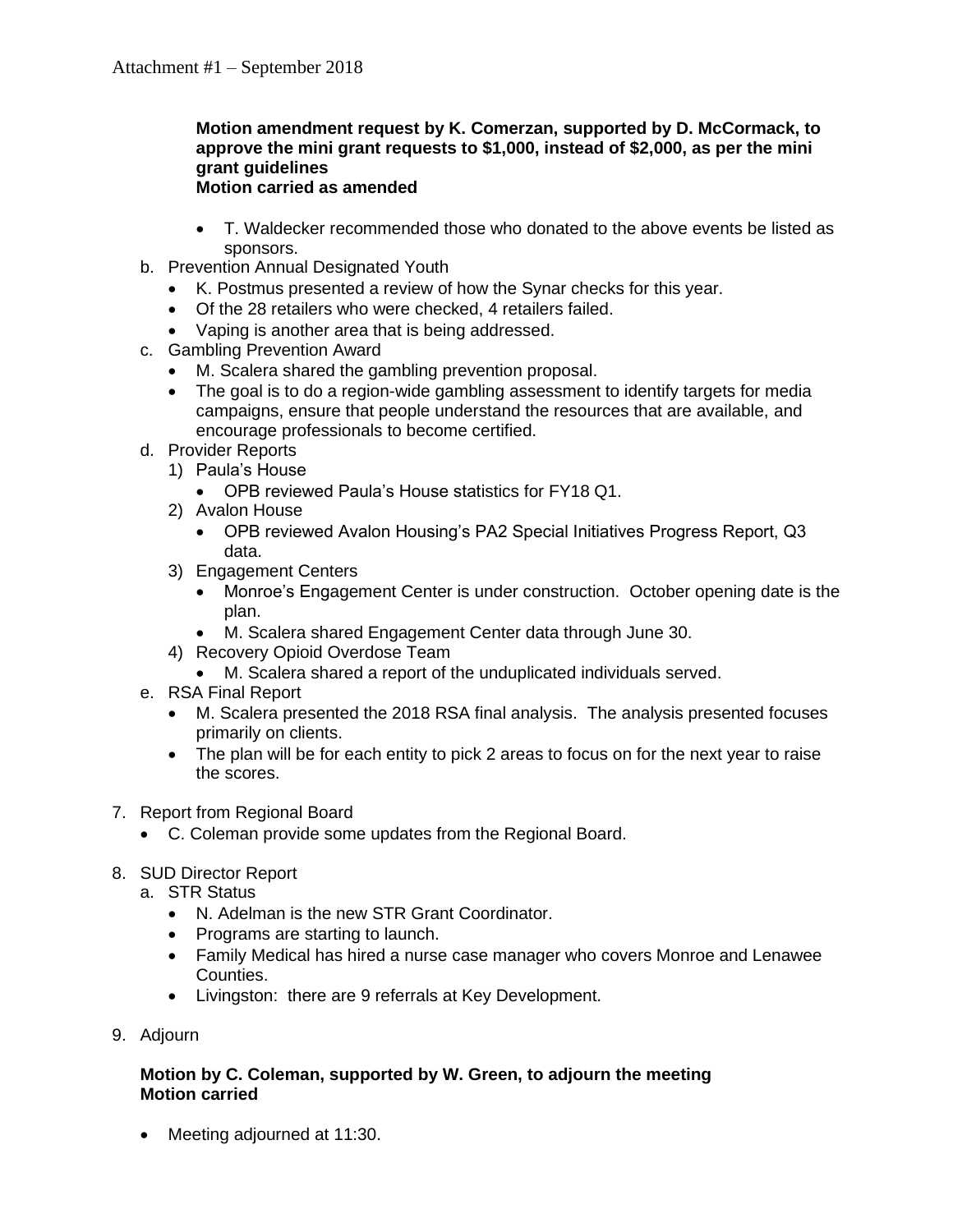Attachment #1 – September 2018

**Motion amendment request by K. Comerzan, supported by D. McCormack, to approve the mini grant requests to $1,000, instead of $2,000, as per the mini grant guidelines**
**Motion carried as amended**

- T. Waldecker recommended those who donated to the above events be listed as sponsors.

b. Prevention Annual Designated Youth
   - K. Postmus presented a review of how the Synar checks for this year.
   - Of the 28 retailers who were checked, 4 retailers failed.
   - Vaping is another area that is being addressed.

c. Gambling Prevention Award
   - M. Scalera shared the gambling prevention proposal.
   - The goal is to do a region-wide gambling assessment to identify targets for media campaigns, ensure that people understand the resources that are available, and encourage professionals to become certified.

d. Provider Reports
   1) Paula's House
      - OPB reviewed Paula's House statistics for FY18 Q1.
   2) Avalon House
      - OPB reviewed Avalon Housing's PA2 Special Initiatives Progress Report, Q3 data.
   3) Engagement Centers
      - Monroe's Engagement Center is under construction. October opening date is the plan.
      - M. Scalera shared Engagement Center data through June 30.
   4) Recovery Opioid Overdose Team
      - M. Scalera shared a report of the unduplicated individuals served.

e. RSA Final Report
   - M. Scalera presented the 2018 RSA final analysis. The analysis presented focuses primarily on clients.
   - The plan will be for each entity to pick 2 areas to focus on for the next year to raise the scores.

7. Report from Regional Board
   - C. Coleman provide some updates from the Regional Board.

8. SUD Director Report
   a. STR Status
      - N. Adelman is the new STR Grant Coordinator.
      - Programs are starting to launch.
      - Family Medical has hired a nurse case manager who covers Monroe and Lenawee Counties.
      - Livingston: there are 9 referrals at Key Development.

9. Adjourn

**Motion by C. Coleman, supported by W. Green, to adjourn the meeting**
**Motion carried**

- Meeting adjourned at 11:30.